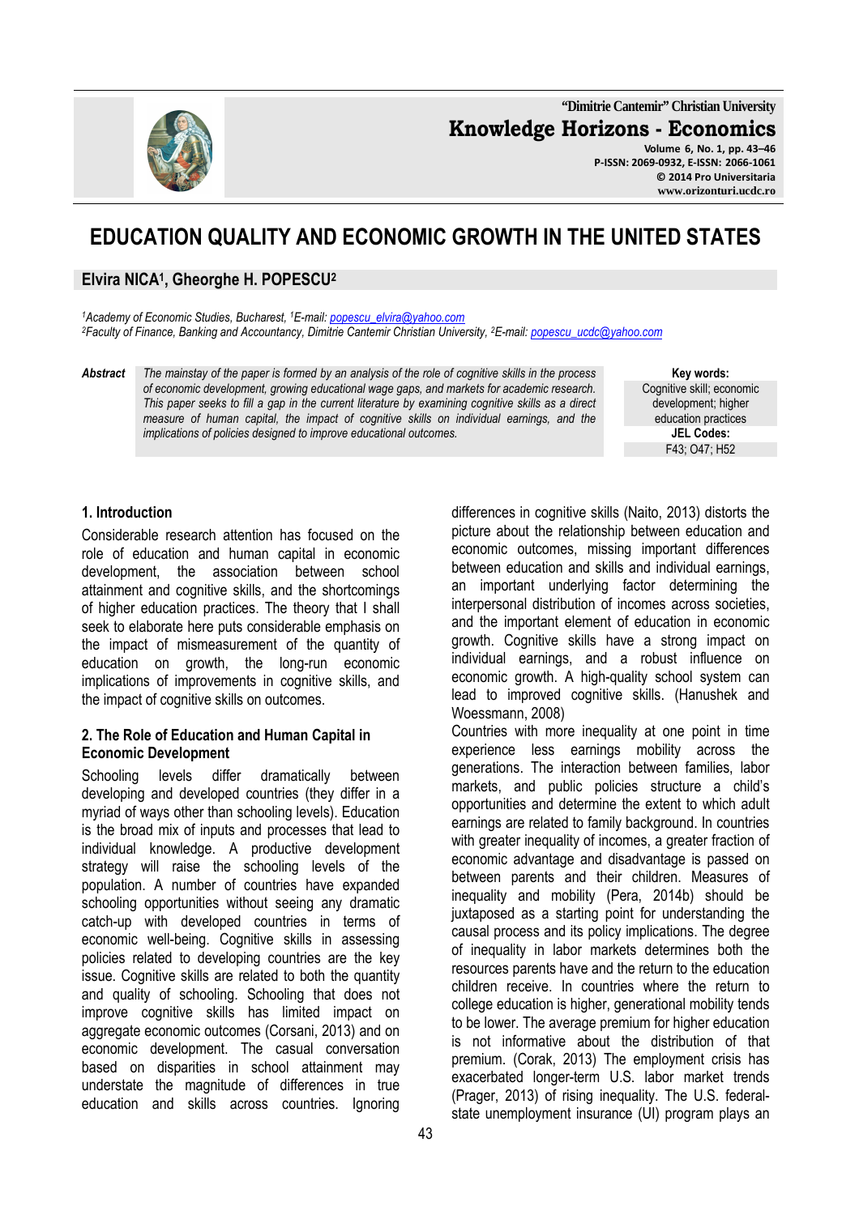"Dimitrie Cantemir" Christian University

**Knowledge Horizons - Economics**

Volume 6, No. 1, pp. 43–46
P-ISSN: 2069-0932, E-ISSN: 2066-1061
© 2014 Pro Universitaria
www.orizonturi.ucdc.ro

# EDUCATION QUALITY AND ECONOMIC GROWTH IN THE UNITED STATES

**Elvira NICA[1], Gheorghe H. POPESCU[2]**

*[1]Academy of Economic Studies, Bucharest, [1]E-mail: popescu_elvira@yahoo.com*
*[2]Faculty of Finance, Banking and Accountancy, Dimitrie Cantemir Christian University, [2]E-mail: popescu_ucdc@yahoo.com*

**Abstract** *The mainstay of the paper is formed by an analysis of the role of cognitive skills in the process of economic development, growing educational wage gaps, and markets for academic research. This paper seeks to fill a gap in the current literature by examining cognitive skills as a direct measure of human capital, the impact of cognitive skills on individual earnings, and the implications of policies designed to improve educational outcomes.*

**Key words:**
Cognitive skill; economic development; higher education practices

**JEL Codes:**
F43; O47; H52

## 1. Introduction

Considerable research attention has focused on the role of education and human capital in economic development, the association between school attainment and cognitive skills, and the shortcomings of higher education practices. The theory that I shall seek to elaborate here puts considerable emphasis on the impact of mismeasurement of the quantity of education on growth, the long-run economic implications of improvements in cognitive skills, and the impact of cognitive skills on outcomes.

## 2. The Role of Education and Human Capital in Economic Development

Schooling levels differ dramatically between developing and developed countries (they differ in a myriad of ways other than schooling levels). Education is the broad mix of inputs and processes that lead to individual knowledge. A productive development strategy will raise the schooling levels of the population. A number of countries have expanded schooling opportunities without seeing any dramatic catch-up with developed countries in terms of economic well-being. Cognitive skills in assessing policies related to developing countries are the key issue. Cognitive skills are related to both the quantity and quality of schooling. Schooling that does not improve cognitive skills has limited impact on aggregate economic outcomes (Corsani, 2013) and on economic development. The casual conversation based on disparities in school attainment may understate the magnitude of differences in true education and skills across countries. Ignoring differences in cognitive skills (Naito, 2013) distorts the picture about the relationship between education and economic outcomes, missing important differences between education and skills and individual earnings, an important underlying factor determining the interpersonal distribution of incomes across societies, and the important element of education in economic growth. Cognitive skills have a strong impact on individual earnings, and a robust influence on economic growth. A high-quality school system can lead to improved cognitive skills. (Hanushek and Woessmann, 2008)

Countries with more inequality at one point in time experience less earnings mobility across the generations. The interaction between families, labor markets, and public policies structure a child's opportunities and determine the extent to which adult earnings are related to family background. In countries with greater inequality of incomes, a greater fraction of economic advantage and disadvantage is passed on between parents and their children. Measures of inequality and mobility (Pera, 2014b) should be juxtaposed as a starting point for understanding the causal process and its policy implications. The degree of inequality in labor markets determines both the resources parents have and the return to the education children receive. In countries where the return to college education is higher, generational mobility tends to be lower. The average premium for higher education is not informative about the distribution of that premium. (Corak, 2013) The employment crisis has exacerbated longer-term U.S. labor market trends (Prager, 2013) of rising inequality. The U.S. federal-state unemployment insurance (UI) program plays an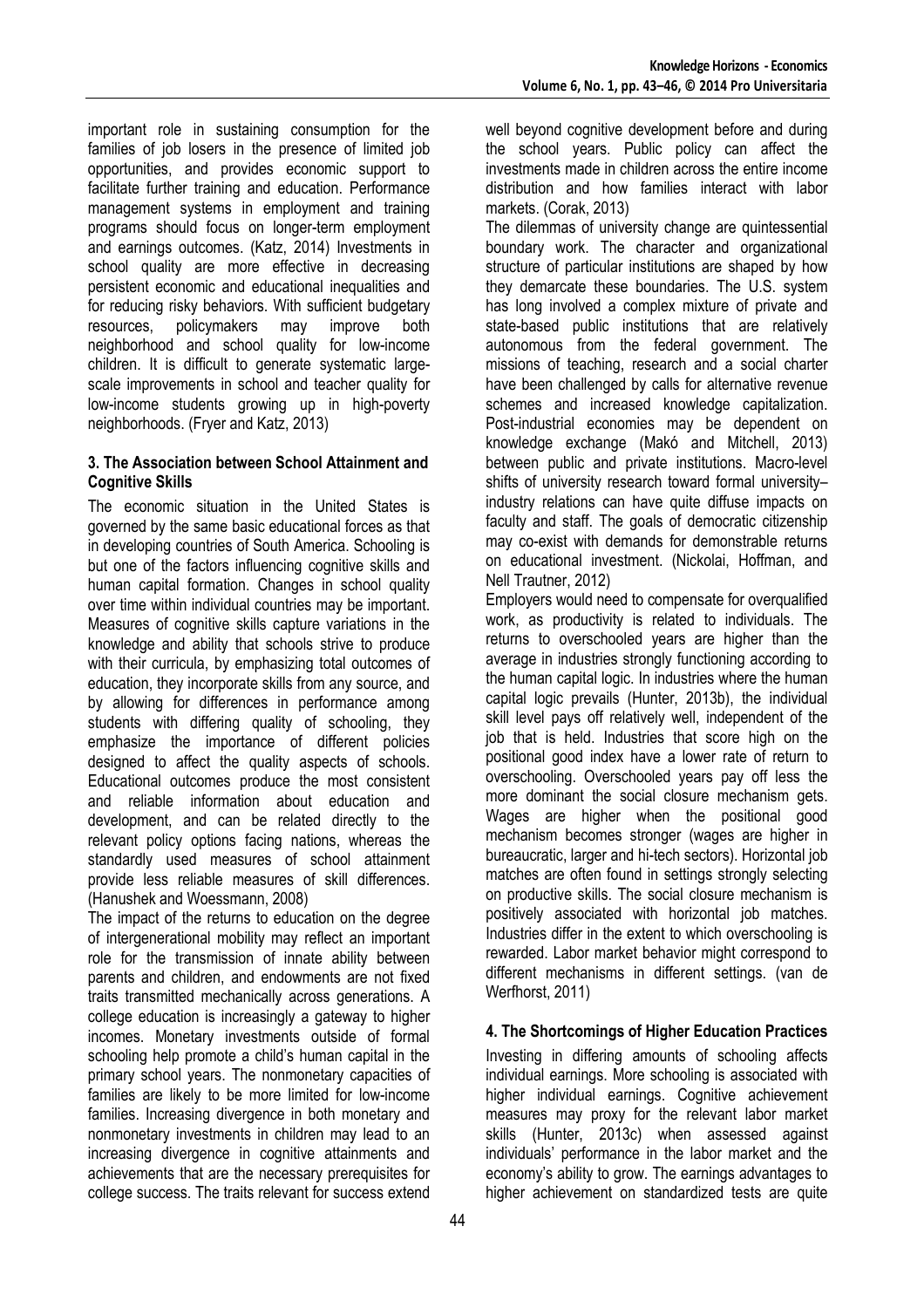important role in sustaining consumption for the families of job losers in the presence of limited job opportunities, and provides economic support to facilitate further training and education. Performance management systems in employment and training programs should focus on longer-term employment and earnings outcomes. (Katz, 2014) Investments in school quality are more effective in decreasing persistent economic and educational inequalities and for reducing risky behaviors. With sufficient budgetary resources, policymakers may improve both neighborhood and school quality for low-income children. It is difficult to generate systematic large-scale improvements in school and teacher quality for low-income students growing up in high-poverty neighborhoods. (Fryer and Katz, 2013)

### 3. The Association between School Attainment and Cognitive Skills

The economic situation in the United States is governed by the same basic educational forces as that in developing countries of South America. Schooling is but one of the factors influencing cognitive skills and human capital formation. Changes in school quality over time within individual countries may be important. Measures of cognitive skills capture variations in the knowledge and ability that schools strive to produce with their curricula, by emphasizing total outcomes of education, they incorporate skills from any source, and by allowing for differences in performance among students with differing quality of schooling, they emphasize the importance of different policies designed to affect the quality aspects of schools. Educational outcomes produce the most consistent and reliable information about education and development, and can be related directly to the relevant policy options facing nations, whereas the standardly used measures of school attainment provide less reliable measures of skill differences. (Hanushek and Woessmann, 2008)

The impact of the returns to education on the degree of intergenerational mobility may reflect an important role for the transmission of innate ability between parents and children, and endowments are not fixed traits transmitted mechanically across generations. A college education is increasingly a gateway to higher incomes. Monetary investments outside of formal schooling help promote a child's human capital in the primary school years. The nonmonetary capacities of families are likely to be more limited for low-income families. Increasing divergence in both monetary and nonmonetary investments in children may lead to an increasing divergence in cognitive attainments and achievements that are the necessary prerequisites for college success. The traits relevant for success extend well beyond cognitive development before and during the school years. Public policy can affect the investments made in children across the entire income distribution and how families interact with labor markets. (Corak, 2013)

The dilemmas of university change are quintessential boundary work. The character and organizational structure of particular institutions are shaped by how they demarcate these boundaries. The U.S. system has long involved a complex mixture of private and state-based public institutions that are relatively autonomous from the federal government. The missions of teaching, research and a social charter have been challenged by calls for alternative revenue schemes and increased knowledge capitalization. Post-industrial economies may be dependent on knowledge exchange (Makó and Mitchell, 2013) between public and private institutions. Macro-level shifts of university research toward formal university–industry relations can have quite diffuse impacts on faculty and staff. The goals of democratic citizenship may co-exist with demands for demonstrable returns on educational investment. (Nickolai, Hoffman, and Nell Trautner, 2012)

Employers would need to compensate for overqualified work, as productivity is related to individuals. The returns to overschooled years are higher than the average in industries strongly functioning according to the human capital logic. In industries where the human capital logic prevails (Hunter, 2013b), the individual skill level pays off relatively well, independent of the job that is held. Industries that score high on the positional good index have a lower rate of return to overschooling. Overschooled years pay off less the more dominant the social closure mechanism gets. Wages are higher when the positional good mechanism becomes stronger (wages are higher in bureaucratic, larger and hi-tech sectors). Horizontal job matches are often found in settings strongly selecting on productive skills. The social closure mechanism is positively associated with horizontal job matches. Industries differ in the extent to which overschooling is rewarded. Labor market behavior might correspond to different mechanisms in different settings. (van de Werfhorst, 2011)

### 4. The Shortcomings of Higher Education Practices

Investing in differing amounts of schooling affects individual earnings. More schooling is associated with higher individual earnings. Cognitive achievement measures may proxy for the relevant labor market skills (Hunter, 2013c) when assessed against individuals' performance in the labor market and the economy's ability to grow. The earnings advantages to higher achievement on standardized tests are quite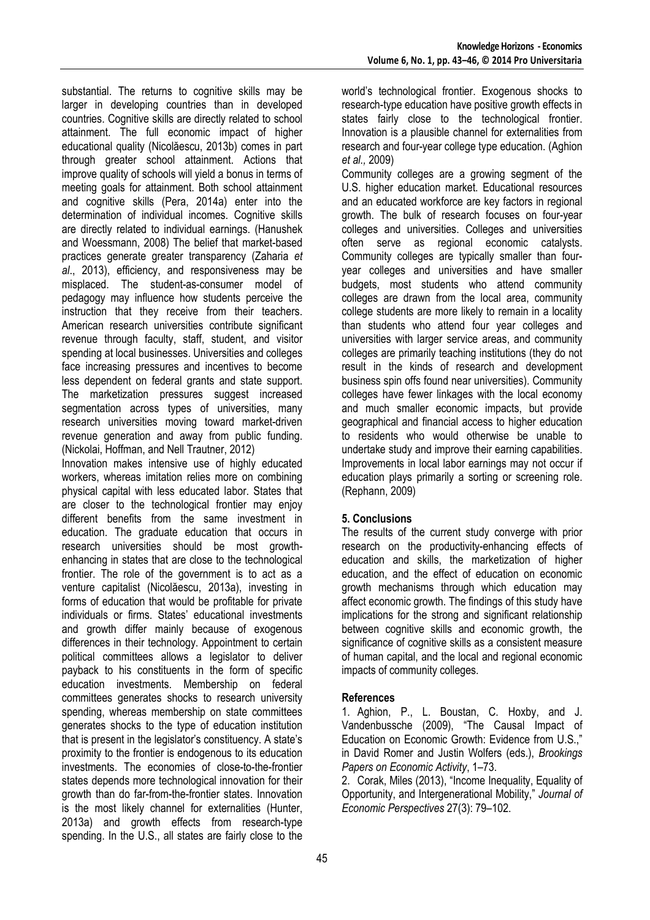substantial. The returns to cognitive skills may be larger in developing countries than in developed countries. Cognitive skills are directly related to school attainment. The full economic impact of higher educational quality (Nicolăescu, 2013b) comes in part through greater school attainment. Actions that improve quality of schools will yield a bonus in terms of meeting goals for attainment. Both school attainment and cognitive skills (Pera, 2014a) enter into the determination of individual incomes. Cognitive skills are directly related to individual earnings. (Hanushek and Woessmann, 2008) The belief that market-based practices generate greater transparency (Zaharia *et al*., 2013), efficiency, and responsiveness may be misplaced. The student-as-consumer model of pedagogy may influence how students perceive the instruction that they receive from their teachers. American research universities contribute significant revenue through faculty, staff, student, and visitor spending at local businesses. Universities and colleges face increasing pressures and incentives to become less dependent on federal grants and state support. The marketization pressures suggest increased segmentation across types of universities, many research universities moving toward market-driven revenue generation and away from public funding. (Nickolai, Hoffman, and Nell Trautner, 2012)

Innovation makes intensive use of highly educated workers, whereas imitation relies more on combining physical capital with less educated labor. States that are closer to the technological frontier may enjoy different benefits from the same investment in education. The graduate education that occurs in research universities should be most growth-enhancing in states that are close to the technological frontier. The role of the government is to act as a venture capitalist (Nicolăescu, 2013a), investing in forms of education that would be profitable for private individuals or firms. States' educational investments and growth differ mainly because of exogenous differences in their technology. Appointment to certain political committees allows a legislator to deliver payback to his constituents in the form of specific education investments. Membership on federal committees generates shocks to research university spending, whereas membership on state committees generates shocks to the type of education institution that is present in the legislator's constituency. A state's proximity to the frontier is endogenous to its education investments. The economies of close-to-the-frontier states depends more technological innovation for their growth than do far-from-the-frontier states. Innovation is the most likely channel for externalities (Hunter, 2013a) and growth effects from research-type spending. In the U.S., all states are fairly close to the world's technological frontier. Exogenous shocks to research-type education have positive growth effects in states fairly close to the technological frontier. Innovation is a plausible channel for externalities from research and four-year college type education. (Aghion *et al.,* 2009)

Community colleges are a growing segment of the U.S. higher education market. Educational resources and an educated workforce are key factors in regional growth. The bulk of research focuses on four-year colleges and universities. Colleges and universities often serve as regional economic catalysts. Community colleges are typically smaller than four-year colleges and universities and have smaller budgets, most students who attend community colleges are drawn from the local area, community college students are more likely to remain in a locality than students who attend four year colleges and universities with larger service areas, and community colleges are primarily teaching institutions (they do not result in the kinds of research and development business spin offs found near universities). Community colleges have fewer linkages with the local economy and much smaller economic impacts, but provide geographical and financial access to higher education to residents who would otherwise be unable to undertake study and improve their earning capabilities. Improvements in local labor earnings may not occur if education plays primarily a sorting or screening role. (Rephann, 2009)

## 5. Conclusions

The results of the current study converge with prior research on the productivity-enhancing effects of education and skills, the marketization of higher education, and the effect of education on economic growth mechanisms through which education may affect economic growth. The findings of this study have implications for the strong and significant relationship between cognitive skills and economic growth, the significance of cognitive skills as a consistent measure of human capital, and the local and regional economic impacts of community colleges.

## References

1. Aghion, P., L. Boustan, C. Hoxby, and J. Vandenbussche (2009), "The Causal Impact of Education on Economic Growth: Evidence from U.S.," in David Romer and Justin Wolfers (eds.), *Brookings Papers on Economic Activity*, 1–73.

2. Corak, Miles (2013), "Income Inequality, Equality of Opportunity, and Intergenerational Mobility," *Journal of Economic Perspectives* 27(3): 79–102.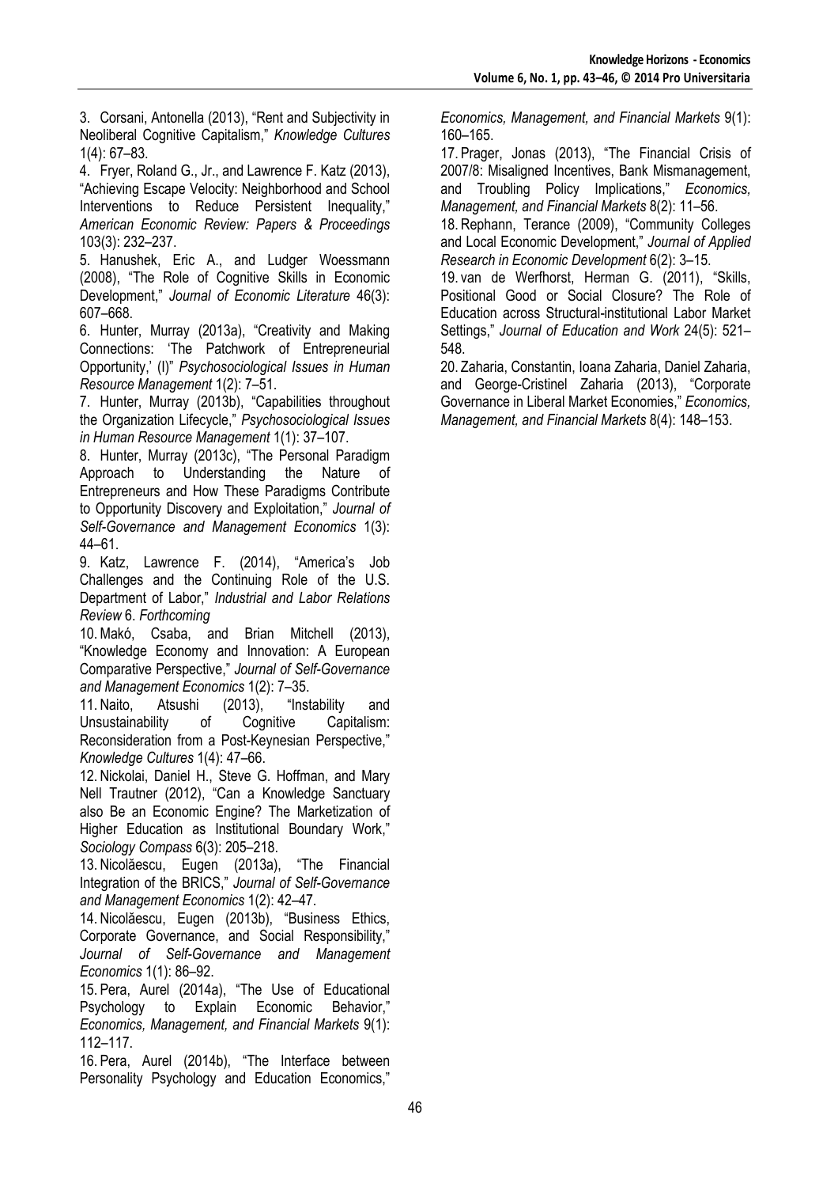3. Corsani, Antonella (2013), "Rent and Subjectivity in Neoliberal Cognitive Capitalism," *Knowledge Cultures* 1(4): 67–83.

4. Fryer, Roland G., Jr., and Lawrence F. Katz (2013), "Achieving Escape Velocity: Neighborhood and School Interventions to Reduce Persistent Inequality," *American Economic Review: Papers & Proceedings* 103(3): 232–237.

5. Hanushek, Eric A., and Ludger Woessmann (2008), "The Role of Cognitive Skills in Economic Development," *Journal of Economic Literature* 46(3): 607–668.

6. Hunter, Murray (2013a), "Creativity and Making Connections: 'The Patchwork of Entrepreneurial Opportunity,' (I)" *Psychosociological Issues in Human Resource Management* 1(2): 7–51.

7. Hunter, Murray (2013b), "Capabilities throughout the Organization Lifecycle," *Psychosociological Issues in Human Resource Management* 1(1): 37–107.

8. Hunter, Murray (2013c), "The Personal Paradigm Approach to Understanding the Nature of Entrepreneurs and How These Paradigms Contribute to Opportunity Discovery and Exploitation," *Journal of Self-Governance and Management Economics* 1(3): 44–61.

9. Katz, Lawrence F. (2014), "America's Job Challenges and the Continuing Role of the U.S. Department of Labor," *Industrial and Labor Relations Review* 6. *Forthcoming*

10. Makó, Csaba, and Brian Mitchell (2013), "Knowledge Economy and Innovation: A European Comparative Perspective," *Journal of Self-Governance and Management Economics* 1(2): 7–35.

11. Naito, Atsushi (2013), "Instability and Unsustainability of Cognitive Capitalism: Reconsideration from a Post-Keynesian Perspective," *Knowledge Cultures* 1(4): 47–66.

12. Nickolai, Daniel H., Steve G. Hoffman, and Mary Nell Trautner (2012), "Can a Knowledge Sanctuary also Be an Economic Engine? The Marketization of Higher Education as Institutional Boundary Work," *Sociology Compass* 6(3): 205–218.

13. Nicolăescu, Eugen (2013a), "The Financial Integration of the BRICS," *Journal of Self-Governance and Management Economics* 1(2): 42–47.

14. Nicolăescu, Eugen (2013b), "Business Ethics, Corporate Governance, and Social Responsibility," *Journal of Self-Governance and Management Economics* 1(1): 86–92.

15. Pera, Aurel (2014a), "The Use of Educational Psychology to Explain Economic Behavior," *Economics, Management, and Financial Markets* 9(1): 112–117.

16. Pera, Aurel (2014b), "The Interface between Personality Psychology and Education Economics," *Economics, Management, and Financial Markets* 9(1): 160–165.

17. Prager, Jonas (2013), "The Financial Crisis of 2007/8: Misaligned Incentives, Bank Mismanagement, and Troubling Policy Implications," *Economics, Management, and Financial Markets* 8(2): 11–56.

18. Rephann, Terance (2009), "Community Colleges and Local Economic Development," *Journal of Applied Research in Economic Development* 6(2): 3–15.

19. van de Werfhorst, Herman G. (2011), "Skills, Positional Good or Social Closure? The Role of Education across Structural-institutional Labor Market Settings," *Journal of Education and Work* 24(5): 521–548.

20. Zaharia, Constantin, Ioana Zaharia, Daniel Zaharia, and George-Cristinel Zaharia (2013), "Corporate Governance in Liberal Market Economies," *Economics, Management, and Financial Markets* 8(4): 148–153.